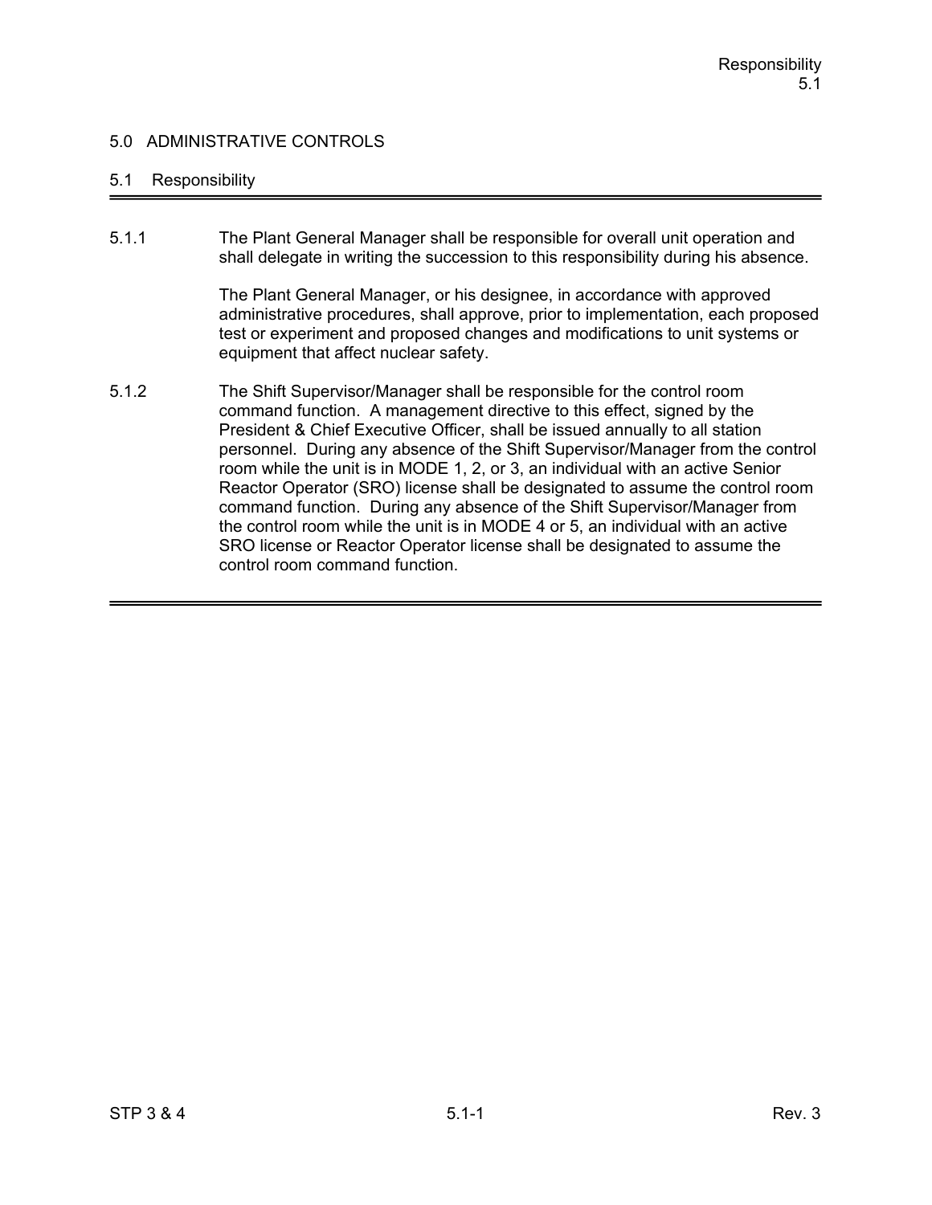# 5.0 ADMINISTRATIVE CONTROLS

## 5.1 Responsibility

5.1.1 The Plant General Manager shall be responsible for overall unit operation and shall delegate in writing the succession to this responsibility during his absence.

The Plant General Manager, or his designee, in accordance with approved administrative procedures, shall approve, prior to implementation, each proposed test or experiment and proposed changes and modifications to unit systems or equipment that affect nuclear safety.

5.1.2 The Shift Supervisor/Manager shall be responsible for the control room command function. A management directive to this effect, signed by the President & Chief Executive Officer, shall be issued annually to all station personnel. During any absence of the Shift Supervisor/Manager from the control room while the unit is in MODE 1, 2, or 3, an individual with an active Senior Reactor Operator (SRO) license shall be designated to assume the control room command function. During any absence of the Shift Supervisor/Manager from the control room while the unit is in MODE 4 or 5, an individual with an active SRO license or Reactor Operator license shall be designated to assume the control room command function.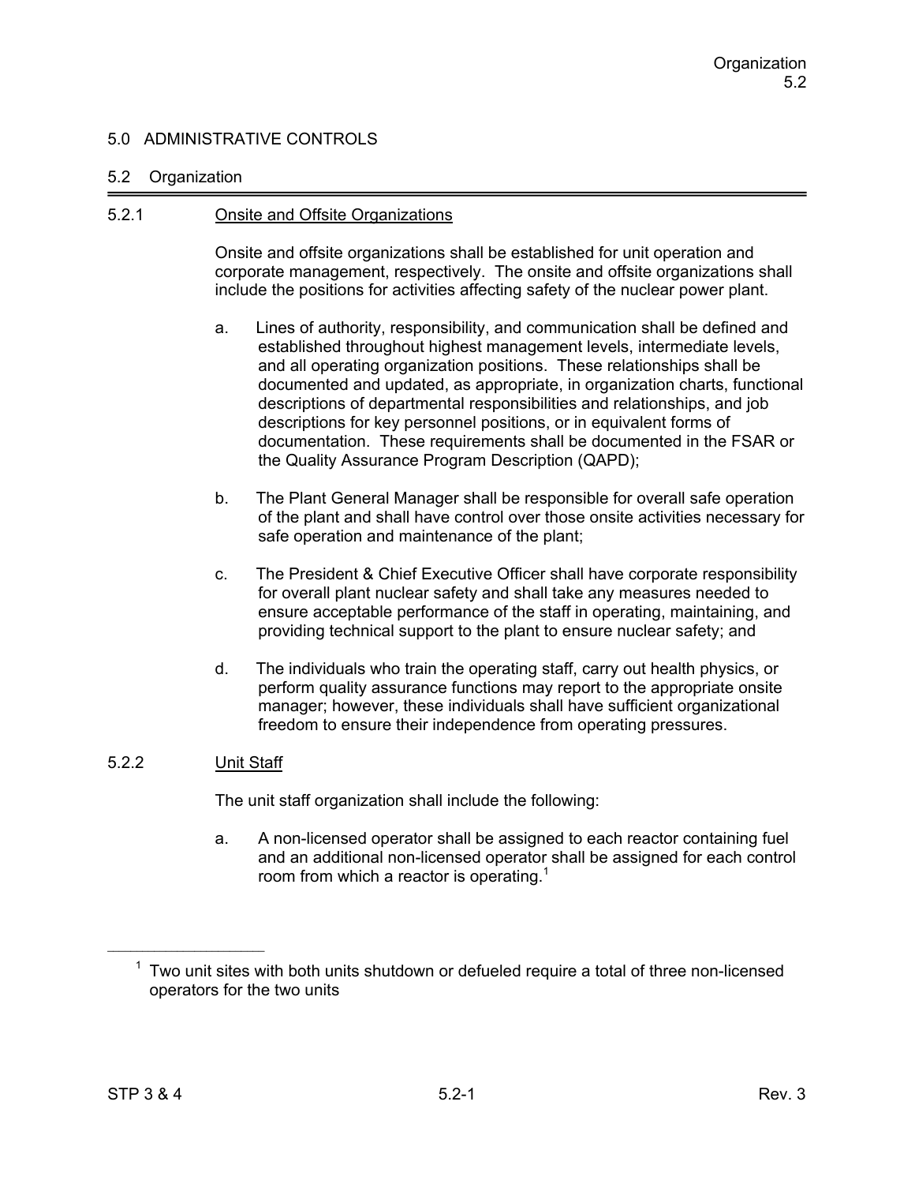## 5.0 ADMINISTRATIVE CONTROLS

### 5.2 Organization

#### 5.2.1 Onsite and Offsite Organizations

Onsite and offsite organizations shall be established for unit operation and corporate management, respectively. The onsite and offsite organizations shall include the positions for activities affecting safety of the nuclear power plant.

a. Lines of authority, responsibility, and communication shall be defined and established throughout highest management levels, intermediate levels, and all operating organization positions. These relationships shall be documented and updated, as appropriate, in organization charts, functional descriptions of departmental responsibilities and relationships, and job descriptions for key personnel positions, or in equivalent forms of documentation. These requirements shall be documented in the FSAR or the Quality Assurance Program Description (QAPD);

b. The Plant General Manager shall be responsible for overall safe operation of the plant and shall have control over those onsite activities necessary for safe operation and maintenance of the plant;

c. The President & Chief Executive Officer shall have corporate responsibility for overall plant nuclear safety and shall take any measures needed to ensure acceptable performance of the staff in operating, maintaining, and providing technical support to the plant to ensure nuclear safety; and

d. The individuals who train the operating staff, carry out health physics, or perform quality assurance functions may report to the appropriate onsite manager; however, these individuals shall have sufficient organizational freedom to ensure their independence from operating pressures.

#### 5.2.2 Unit Staff

The unit staff organization shall include the following:

a. A non-licensed operator shall be assigned to each reactor containing fuel and an additional non-licensed operator shall be assigned for each control room from which a reactor is operating.[1]

---

[1] Two unit sites with both units shutdown or defueled require a total of three non-licensed operators for the two units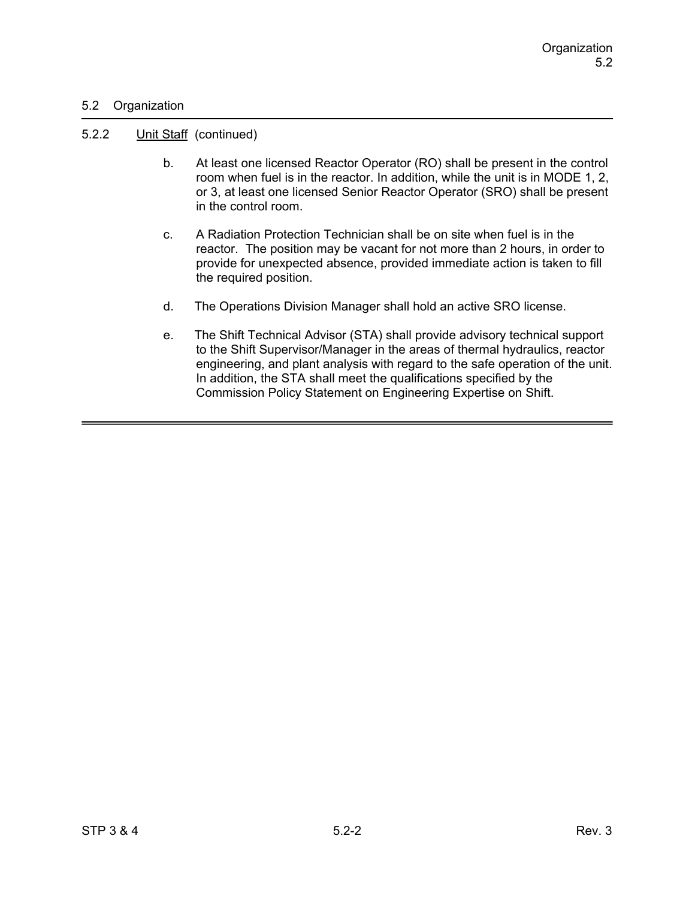## 5.2 Organization

### 5.2.2 Unit Staff (continued)

b. At least one licensed Reactor Operator (RO) shall be present in the control room when fuel is in the reactor. In addition, while the unit is in MODE 1, 2, or 3, at least one licensed Senior Reactor Operator (SRO) shall be present in the control room.

c. A Radiation Protection Technician shall be on site when fuel is in the reactor. The position may be vacant for not more than 2 hours, in order to provide for unexpected absence, provided immediate action is taken to fill the required position.

d. The Operations Division Manager shall hold an active SRO license.

e. The Shift Technical Advisor (STA) shall provide advisory technical support to the Shift Supervisor/Manager in the areas of thermal hydraulics, reactor engineering, and plant analysis with regard to the safe operation of the unit. In addition, the STA shall meet the qualifications specified by the Commission Policy Statement on Engineering Expertise on Shift.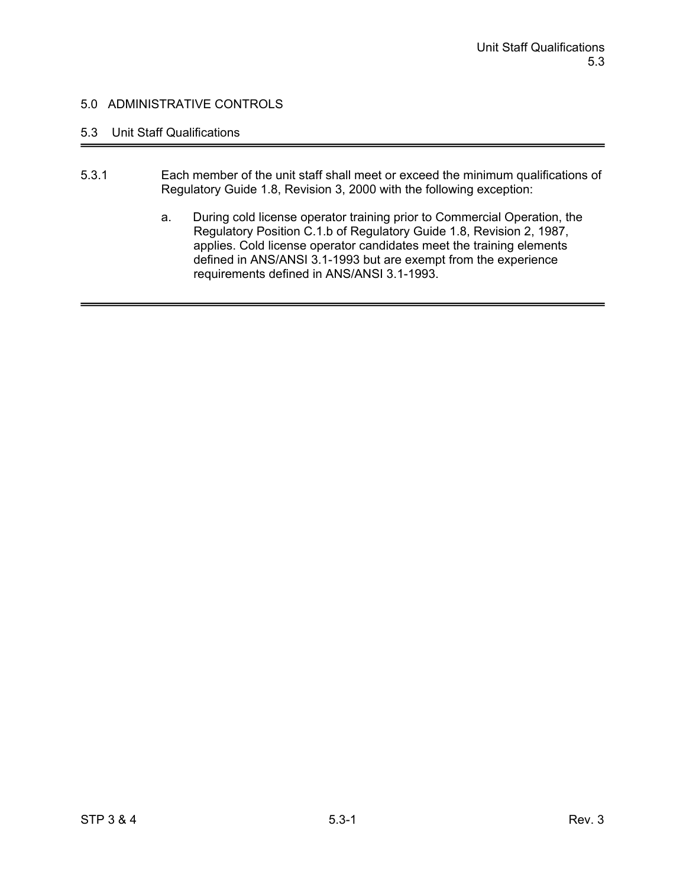# 5.0 ADMINISTRATIVE CONTROLS

## 5.3 Unit Staff Qualifications

5.3.1 Each member of the unit staff shall meet or exceed the minimum qualifications of Regulatory Guide 1.8, Revision 3, 2000 with the following exception:

a. During cold license operator training prior to Commercial Operation, the Regulatory Position C.1.b of Regulatory Guide 1.8, Revision 2, 1987, applies. Cold license operator candidates meet the training elements defined in ANS/ANSI 3.1-1993 but are exempt from the experience requirements defined in ANS/ANSI 3.1-1993.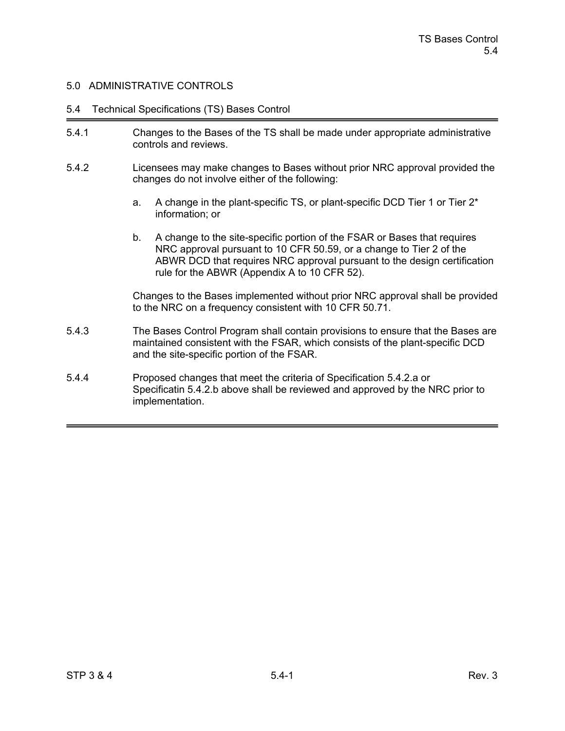# 5.0 ADMINISTRATIVE CONTROLS

## 5.4 Technical Specifications (TS) Bases Control

5.4.1 Changes to the Bases of the TS shall be made under appropriate administrative controls and reviews.

5.4.2 Licensees may make changes to Bases without prior NRC approval provided the changes do not involve either of the following:

a. A change in the plant-specific TS, or plant-specific DCD Tier 1 or Tier 2* information; or

b. A change to the site-specific portion of the FSAR or Bases that requires NRC approval pursuant to 10 CFR 50.59, or a change to Tier 2 of the ABWR DCD that requires NRC approval pursuant to the design certification rule for the ABWR (Appendix A to 10 CFR 52).

Changes to the Bases implemented without prior NRC approval shall be provided to the NRC on a frequency consistent with 10 CFR 50.71.

5.4.3 The Bases Control Program shall contain provisions to ensure that the Bases are maintained consistent with the FSAR, which consists of the plant-specific DCD and the site-specific portion of the FSAR.

5.4.4 Proposed changes that meet the criteria of Specification 5.4.2.a or Specificatin 5.4.2.b above shall be reviewed and approved by the NRC prior to implementation.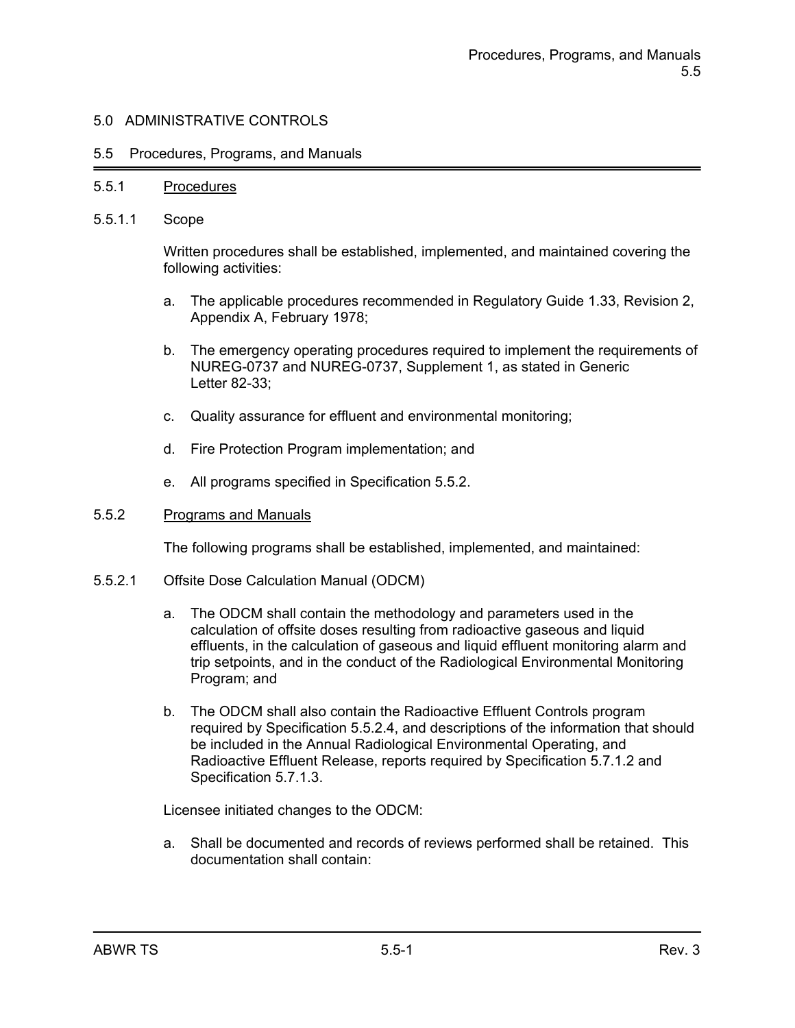# 5.0 ADMINISTRATIVE CONTROLS

## 5.5 Procedures, Programs, and Manuals

### 5.5.1 Procedures

#### 5.5.1.1 Scope

Written procedures shall be established, implemented, and maintained covering the following activities:

a. The applicable procedures recommended in Regulatory Guide 1.33, Revision 2, Appendix A, February 1978;

b. The emergency operating procedures required to implement the requirements of NUREG-0737 and NUREG-0737, Supplement 1, as stated in Generic Letter 82-33;

c. Quality assurance for effluent and environmental monitoring;

d. Fire Protection Program implementation; and

e. All programs specified in Specification 5.5.2.

### 5.5.2 Programs and Manuals

The following programs shall be established, implemented, and maintained:

#### 5.5.2.1 Offsite Dose Calculation Manual (ODCM)

a. The ODCM shall contain the methodology and parameters used in the calculation of offsite doses resulting from radioactive gaseous and liquid effluents, in the calculation of gaseous and liquid effluent monitoring alarm and trip setpoints, and in the conduct of the Radiological Environmental Monitoring Program; and

b. The ODCM shall also contain the Radioactive Effluent Controls program required by Specification 5.5.2.4, and descriptions of the information that should be included in the Annual Radiological Environmental Operating, and Radioactive Effluent Release, reports required by Specification 5.7.1.2 and Specification 5.7.1.3.

Licensee initiated changes to the ODCM:

a. Shall be documented and records of reviews performed shall be retained. This documentation shall contain: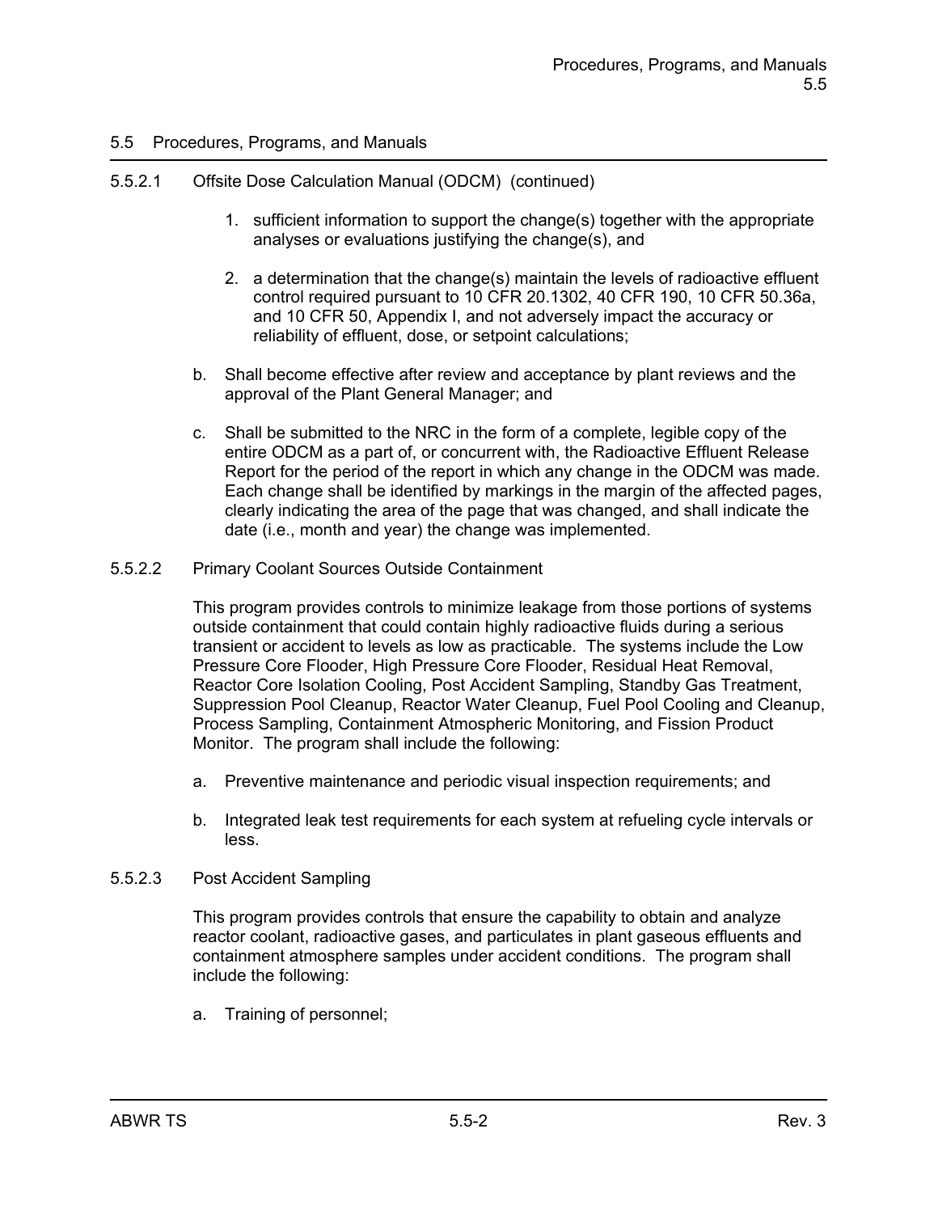## 5.5 Procedures, Programs, and Manuals

5.5.2.1 Offsite Dose Calculation Manual (ODCM) (continued)

1. sufficient information to support the change(s) together with the appropriate analyses or evaluations justifying the change(s), and
2. a determination that the change(s) maintain the levels of radioactive effluent control required pursuant to 10 CFR 20.1302, 40 CFR 190, 10 CFR 50.36a, and 10 CFR 50, Appendix I, and not adversely impact the accuracy or reliability of effluent, dose, or setpoint calculations;

b. Shall become effective after review and acceptance by plant reviews and the approval of the Plant General Manager; and

c. Shall be submitted to the NRC in the form of a complete, legible copy of the entire ODCM as a part of, or concurrent with, the Radioactive Effluent Release Report for the period of the report in which any change in the ODCM was made. Each change shall be identified by markings in the margin of the affected pages, clearly indicating the area of the page that was changed, and shall indicate the date (i.e., month and year) the change was implemented.

5.5.2.2 Primary Coolant Sources Outside Containment

This program provides controls to minimize leakage from those portions of systems outside containment that could contain highly radioactive fluids during a serious transient or accident to levels as low as practicable. The systems include the Low Pressure Core Flooder, High Pressure Core Flooder, Residual Heat Removal, Reactor Core Isolation Cooling, Post Accident Sampling, Standby Gas Treatment, Suppression Pool Cleanup, Reactor Water Cleanup, Fuel Pool Cooling and Cleanup, Process Sampling, Containment Atmospheric Monitoring, and Fission Product Monitor. The program shall include the following:

a. Preventive maintenance and periodic visual inspection requirements; and

b. Integrated leak test requirements for each system at refueling cycle intervals or less.

5.5.2.3 Post Accident Sampling

This program provides controls that ensure the capability to obtain and analyze reactor coolant, radioactive gases, and particulates in plant gaseous effluents and containment atmosphere samples under accident conditions. The program shall include the following:

a. Training of personnel;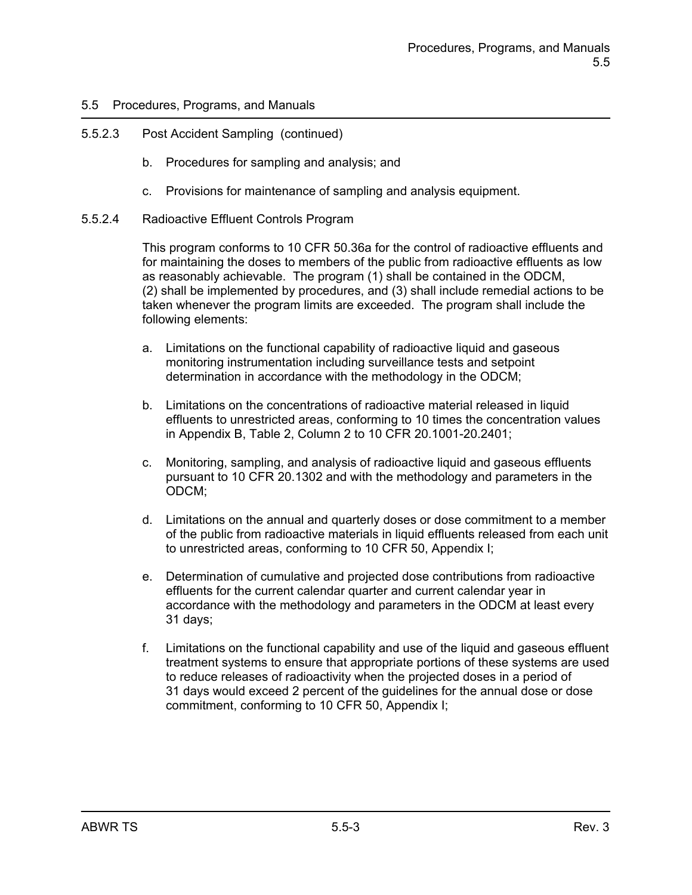## 5.5 Procedures, Programs, and Manuals

### 5.5.2.3 Post Accident Sampling (continued)

b. Procedures for sampling and analysis; and

c. Provisions for maintenance of sampling and analysis equipment.

### 5.5.2.4 Radioactive Effluent Controls Program

This program conforms to 10 CFR 50.36a for the control of radioactive effluents and for maintaining the doses to members of the public from radioactive effluents as low as reasonably achievable. The program (1) shall be contained in the ODCM, (2) shall be implemented by procedures, and (3) shall include remedial actions to be taken whenever the program limits are exceeded. The program shall include the following elements:

a. Limitations on the functional capability of radioactive liquid and gaseous monitoring instrumentation including surveillance tests and setpoint determination in accordance with the methodology in the ODCM;

b. Limitations on the concentrations of radioactive material released in liquid effluents to unrestricted areas, conforming to 10 times the concentration values in Appendix B, Table 2, Column 2 to 10 CFR 20.1001-20.2401;

c. Monitoring, sampling, and analysis of radioactive liquid and gaseous effluents pursuant to 10 CFR 20.1302 and with the methodology and parameters in the ODCM;

d. Limitations on the annual and quarterly doses or dose commitment to a member of the public from radioactive materials in liquid effluents released from each unit to unrestricted areas, conforming to 10 CFR 50, Appendix I;

e. Determination of cumulative and projected dose contributions from radioactive effluents for the current calendar quarter and current calendar year in accordance with the methodology and parameters in the ODCM at least every 31 days;

f. Limitations on the functional capability and use of the liquid and gaseous effluent treatment systems to ensure that appropriate portions of these systems are used to reduce releases of radioactivity when the projected doses in a period of 31 days would exceed 2 percent of the guidelines for the annual dose or dose commitment, conforming to 10 CFR 50, Appendix I;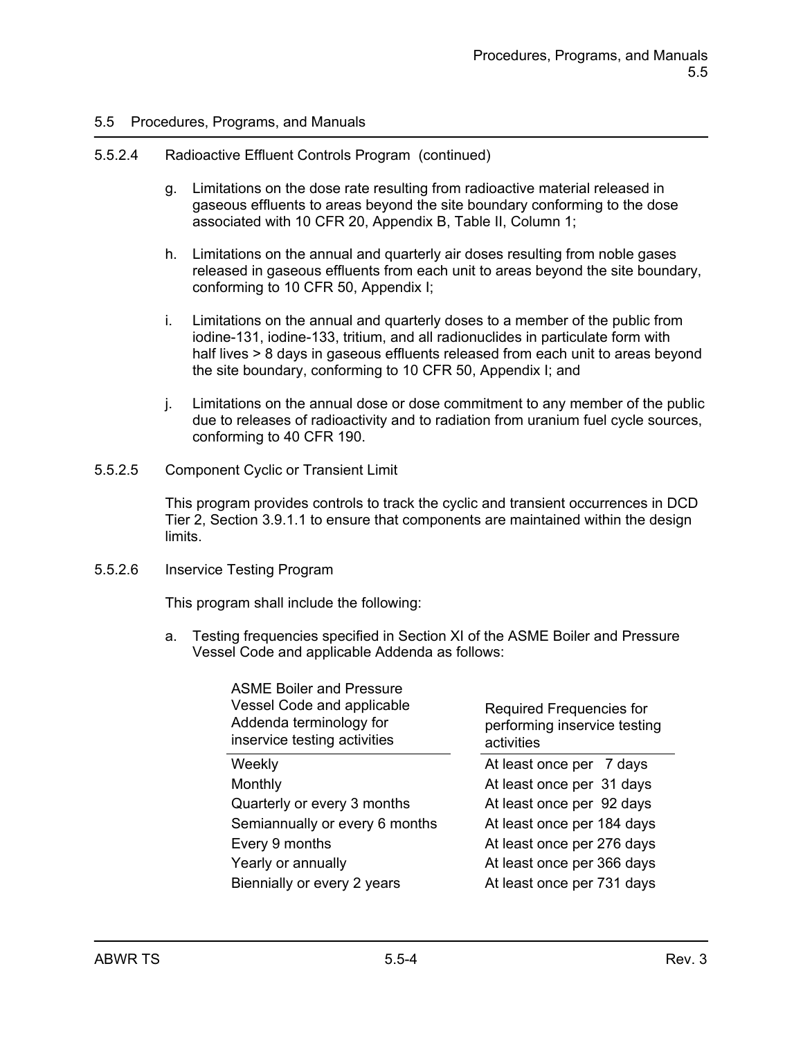## 5.5 Procedures, Programs, and Manuals

### 5.5.2.4 Radioactive Effluent Controls Program (continued)

g. Limitations on the dose rate resulting from radioactive material released in gaseous effluents to areas beyond the site boundary conforming to the dose associated with 10 CFR 20, Appendix B, Table II, Column 1;

h. Limitations on the annual and quarterly air doses resulting from noble gases released in gaseous effluents from each unit to areas beyond the site boundary, conforming to 10 CFR 50, Appendix I;

i. Limitations on the annual and quarterly doses to a member of the public from iodine-131, iodine-133, tritium, and all radionuclides in particulate form with half lives > 8 days in gaseous effluents released from each unit to areas beyond the site boundary, conforming to 10 CFR 50, Appendix I; and

j. Limitations on the annual dose or dose commitment to any member of the public due to releases of radioactivity and to radiation from uranium fuel cycle sources, conforming to 40 CFR 190.

### 5.5.2.5 Component Cyclic or Transient Limit

This program provides controls to track the cyclic and transient occurrences in DCD Tier 2, Section 3.9.1.1 to ensure that components are maintained within the design limits.

### 5.5.2.6 Inservice Testing Program

This program shall include the following:

a. Testing frequencies specified in Section XI of the ASME Boiler and Pressure Vessel Code and applicable Addenda as follows:

| ASME Boiler and Pressure Vessel Code and applicable Addenda terminology for inservice testing activities | Required Frequencies for performing inservice testing activities |
|---|---|
| Weekly | At least once per 7 days |
| Monthly | At least once per 31 days |
| Quarterly or every 3 months | At least once per 92 days |
| Semiannually or every 6 months | At least once per 184 days |
| Every 9 months | At least once per 276 days |
| Yearly or annually | At least once per 366 days |
| Biennially or every 2 years | At least once per 731 days |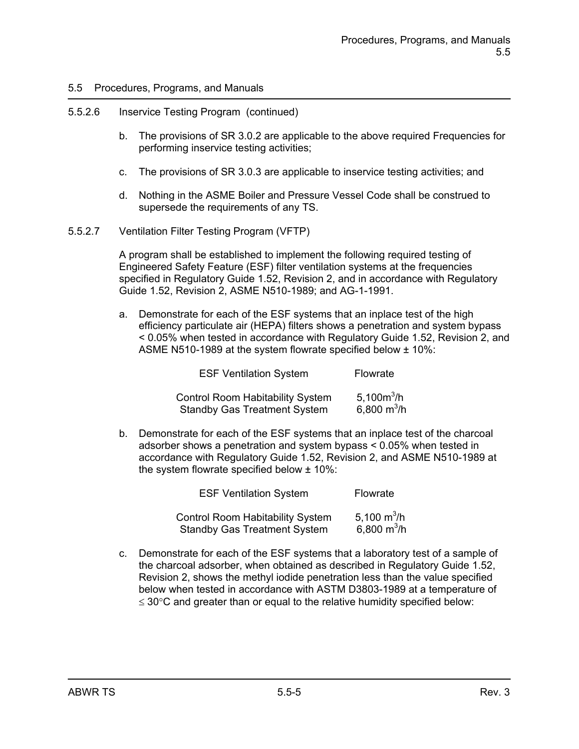5.5 Procedures, Programs, and Manuals

5.5.2.6 Inservice Testing Program (continued)

b. The provisions of SR 3.0.2 are applicable to the above required Frequencies for performing inservice testing activities;

c. The provisions of SR 3.0.3 are applicable to inservice testing activities; and

d. Nothing in the ASME Boiler and Pressure Vessel Code shall be construed to supersede the requirements of any TS.

5.5.2.7 Ventilation Filter Testing Program (VFTP)

A program shall be established to implement the following required testing of Engineered Safety Feature (ESF) filter ventilation systems at the frequencies specified in Regulatory Guide 1.52, Revision 2, and in accordance with Regulatory Guide 1.52, Revision 2, ASME N510-1989; and AG-1-1991.

a. Demonstrate for each of the ESF systems that an inplace test of the high efficiency particulate air (HEPA) filters shows a penetration and system bypass < 0.05% when tested in accordance with Regulatory Guide 1.52, Revision 2, and ASME N510-1989 at the system flowrate specified below ± 10%:

| ESF Ventilation System | Flowrate |
|---|---|
| Control Room Habitability System | 5,100$m^3$/h |
| Standby Gas Treatment System | 6,800 $m^3$/h |

b. Demonstrate for each of the ESF systems that an inplace test of the charcoal adsorber shows a penetration and system bypass < 0.05% when tested in accordance with Regulatory Guide 1.52, Revision 2, and ASME N510-1989 at the system flowrate specified below ± 10%:

| ESF Ventilation System | Flowrate |
|---|---|
| Control Room Habitability System | 5,100 $m^3$/h |
| Standby Gas Treatment System | 6,800 $m^3$/h |

c. Demonstrate for each of the ESF systems that a laboratory test of a sample of the charcoal adsorber, when obtained as described in Regulatory Guide 1.52, Revision 2, shows the methyl iodide penetration less than the value specified below when tested in accordance with ASTM D3803-1989 at a temperature of $\leq$ 30°C and greater than or equal to the relative humidity specified below: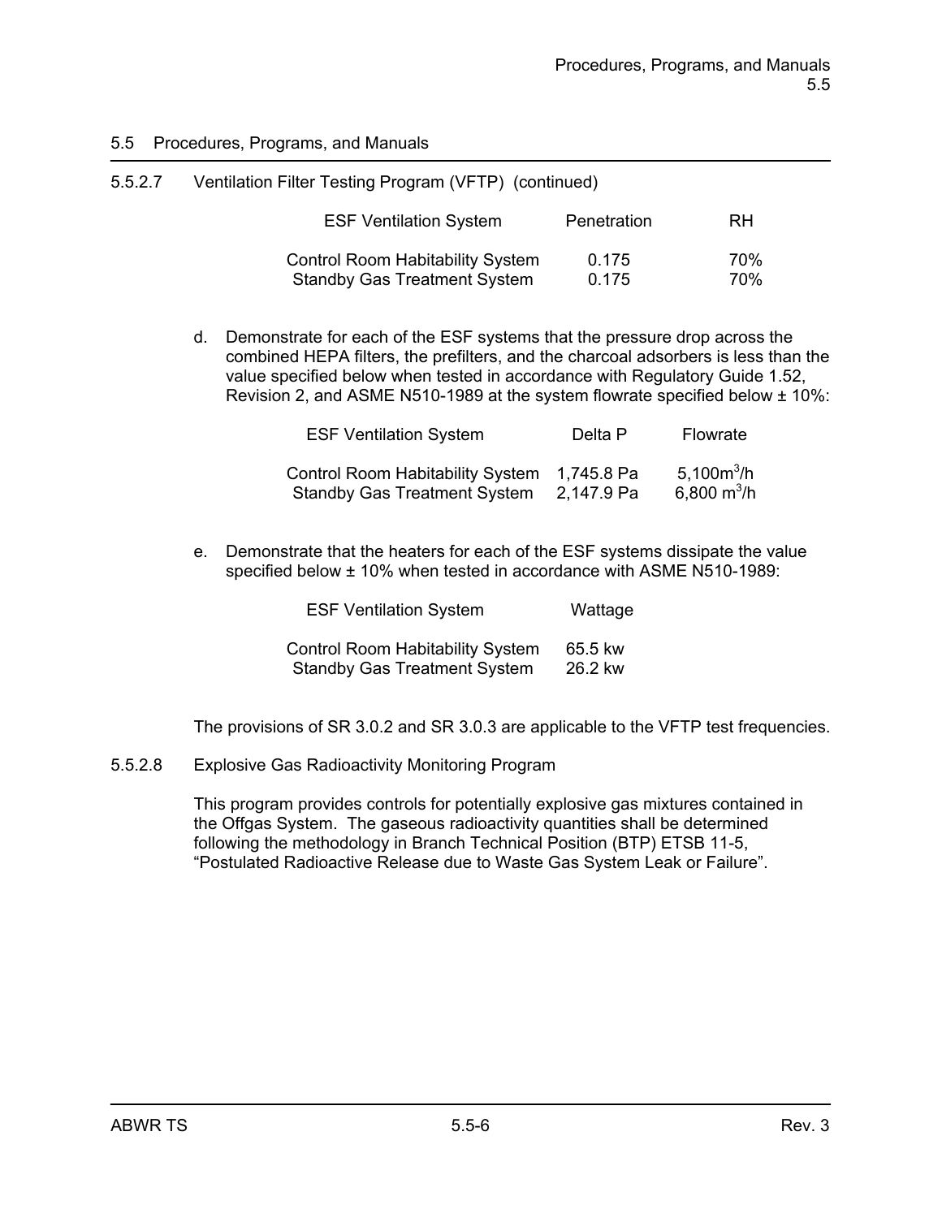## 5.5 Procedures, Programs, and Manuals

5.5.2.7 Ventilation Filter Testing Program (VFTP) (continued)

| ESF Ventilation System | Penetration | RH |
|---|---|---|
| Control Room Habitability System | 0.175 | 70% |
| Standby Gas Treatment System | 0.175 | 70% |

d. Demonstrate for each of the ESF systems that the pressure drop across the combined HEPA filters, the prefilters, and the charcoal adsorbers is less than the value specified below when tested in accordance with Regulatory Guide 1.52, Revision 2, and ASME N510-1989 at the system flowrate specified below ± 10%:

| ESF Ventilation System | Delta P | Flowrate |
|---|---|---|
| Control Room Habitability System | 1,745.8 Pa | $5{,}100 m^3/h$ |
| Standby Gas Treatment System | 2,147.9 Pa | $6{,}800 m^3/h$ |

e. Demonstrate that the heaters for each of the ESF systems dissipate the value specified below ± 10% when tested in accordance with ASME N510-1989:

| ESF Ventilation System | Wattage |
|---|---|
| Control Room Habitability System | 65.5 kw |
| Standby Gas Treatment System | 26.2 kw |

The provisions of SR 3.0.2 and SR 3.0.3 are applicable to the VFTP test frequencies.

5.5.2.8 Explosive Gas Radioactivity Monitoring Program

This program provides controls for potentially explosive gas mixtures contained in the Offgas System. The gaseous radioactivity quantities shall be determined following the methodology in Branch Technical Position (BTP) ETSB 11-5, "Postulated Radioactive Release due to Waste Gas System Leak or Failure".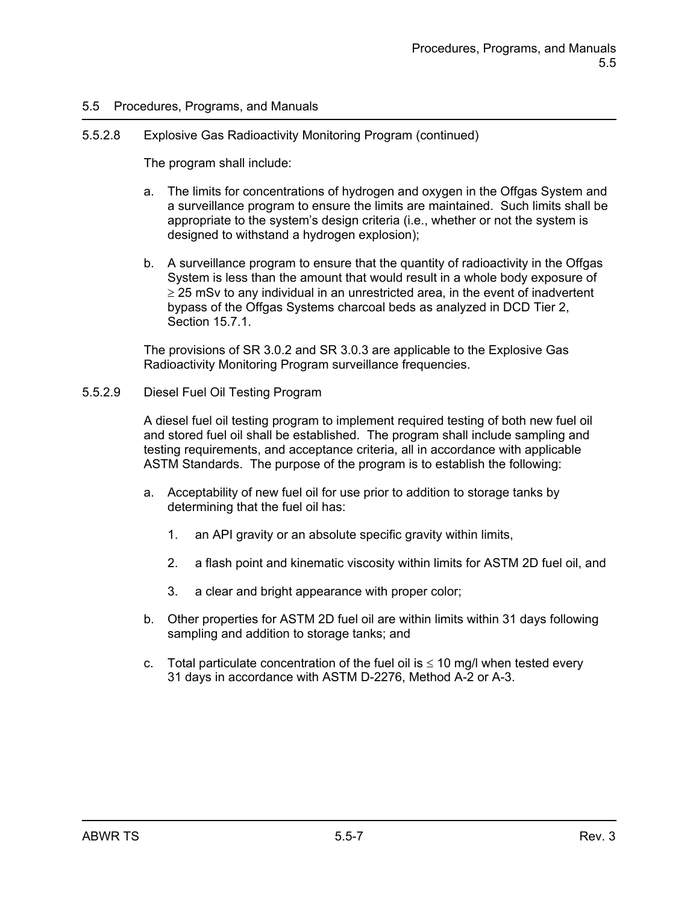## 5.5 Procedures, Programs, and Manuals

### 5.5.2.8 Explosive Gas Radioactivity Monitoring Program (continued)

The program shall include:

a. The limits for concentrations of hydrogen and oxygen in the Offgas System and a surveillance program to ensure the limits are maintained. Such limits shall be appropriate to the system's design criteria (i.e., whether or not the system is designed to withstand a hydrogen explosion);

b. A surveillance program to ensure that the quantity of radioactivity in the Offgas System is less than the amount that would result in a whole body exposure of ≥ 25 mSv to any individual in an unrestricted area, in the event of inadvertent bypass of the Offgas Systems charcoal beds as analyzed in DCD Tier 2, Section 15.7.1.

The provisions of SR 3.0.2 and SR 3.0.3 are applicable to the Explosive Gas Radioactivity Monitoring Program surveillance frequencies.

### 5.5.2.9 Diesel Fuel Oil Testing Program

A diesel fuel oil testing program to implement required testing of both new fuel oil and stored fuel oil shall be established. The program shall include sampling and testing requirements, and acceptance criteria, all in accordance with applicable ASTM Standards. The purpose of the program is to establish the following:

a. Acceptability of new fuel oil for use prior to addition to storage tanks by determining that the fuel oil has:

   1. an API gravity or an absolute specific gravity within limits,

   2. a flash point and kinematic viscosity within limits for ASTM 2D fuel oil, and

   3. a clear and bright appearance with proper color;

b. Other properties for ASTM 2D fuel oil are within limits within 31 days following sampling and addition to storage tanks; and

c. Total particulate concentration of the fuel oil is ≤ 10 mg/l when tested every 31 days in accordance with ASTM D-2276, Method A-2 or A-3.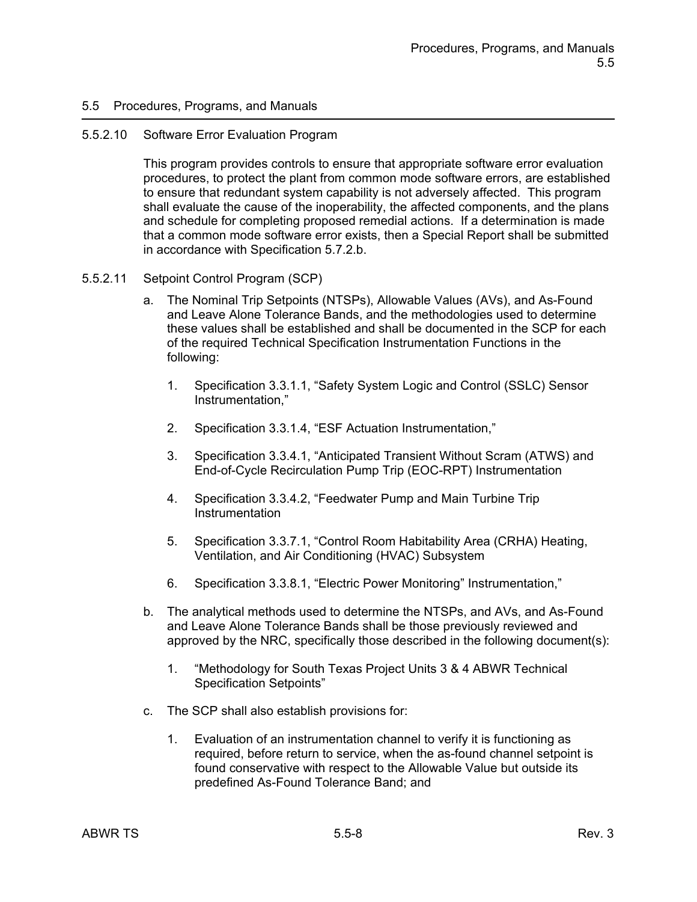## 5.5 Procedures, Programs, and Manuals

### 5.5.2.10 Software Error Evaluation Program

This program provides controls to ensure that appropriate software error evaluation procedures, to protect the plant from common mode software errors, are established to ensure that redundant system capability is not adversely affected. This program shall evaluate the cause of the inoperability, the affected components, and the plans and schedule for completing proposed remedial actions. If a determination is made that a common mode software error exists, then a Special Report shall be submitted in accordance with Specification 5.7.2.b.

### 5.5.2.11 Setpoint Control Program (SCP)

a. The Nominal Trip Setpoints (NTSPs), Allowable Values (AVs), and As-Found and Leave Alone Tolerance Bands, and the methodologies used to determine these values shall be established and shall be documented in the SCP for each of the required Technical Specification Instrumentation Functions in the following:

   1. Specification 3.3.1.1, “Safety System Logic and Control (SSLC) Sensor Instrumentation,”

   2. Specification 3.3.1.4, “ESF Actuation Instrumentation,”

   3. Specification 3.3.4.1, “Anticipated Transient Without Scram (ATWS) and End-of-Cycle Recirculation Pump Trip (EOC-RPT) Instrumentation

   4. Specification 3.3.4.2, “Feedwater Pump and Main Turbine Trip Instrumentation

   5. Specification 3.3.7.1, “Control Room Habitability Area (CRHA) Heating, Ventilation, and Air Conditioning (HVAC) Subsystem

   6. Specification 3.3.8.1, “Electric Power Monitoring” Instrumentation,”

b. The analytical methods used to determine the NTSPs, and AVs, and As-Found and Leave Alone Tolerance Bands shall be those previously reviewed and approved by the NRC, specifically those described in the following document(s):

   1. “Methodology for South Texas Project Units 3 & 4 ABWR Technical Specification Setpoints”

c. The SCP shall also establish provisions for:

   1. Evaluation of an instrumentation channel to verify it is functioning as required, before return to service, when the as-found channel setpoint is found conservative with respect to the Allowable Value but outside its predefined As-Found Tolerance Band; and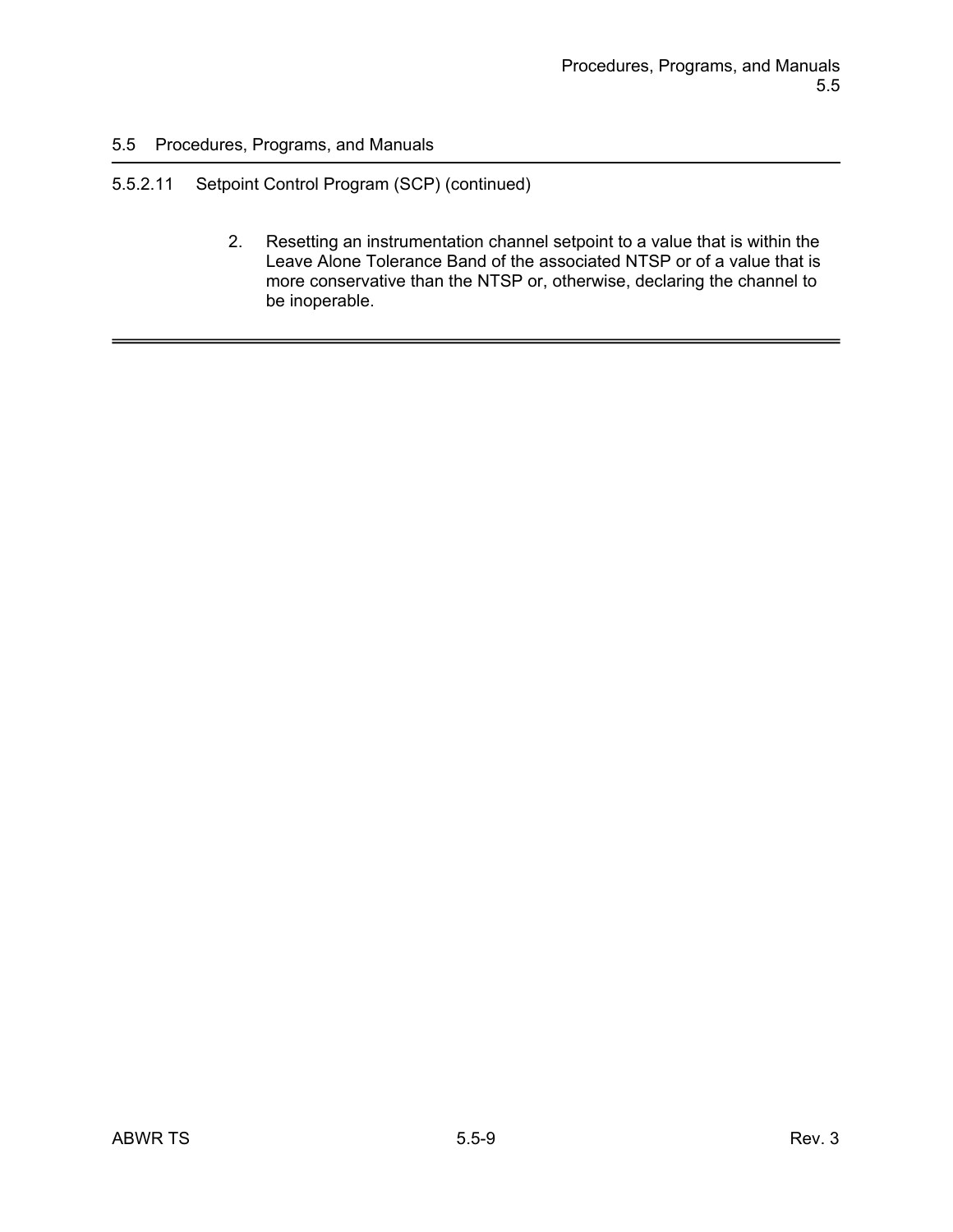## 5.5 Procedures, Programs, and Manuals

### 5.5.2.11 Setpoint Control Program (SCP) (continued)

2. Resetting an instrumentation channel setpoint to a value that is within the Leave Alone Tolerance Band of the associated NTSP or of a value that is more conservative than the NTSP or, otherwise, declaring the channel to be inoperable.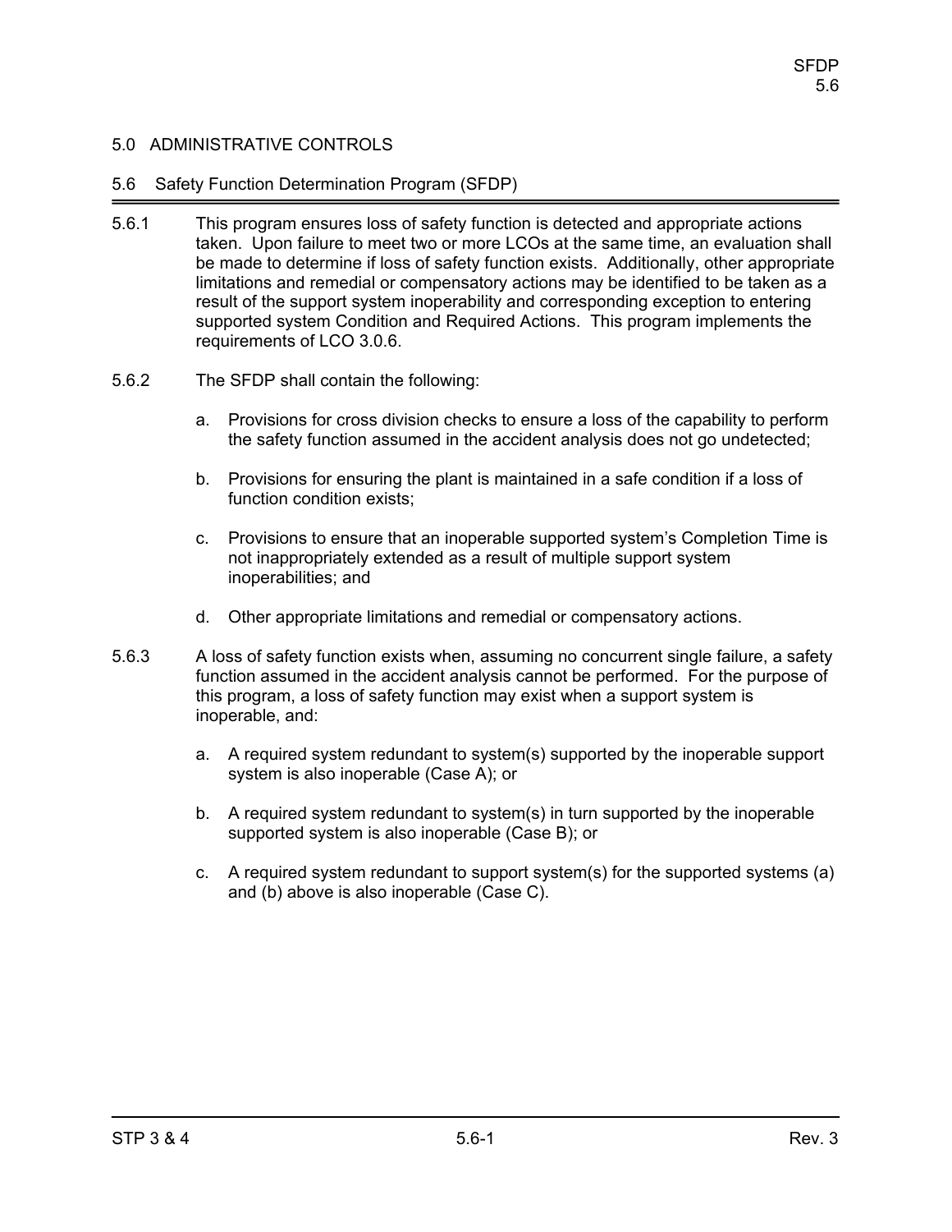# 5.0 ADMINISTRATIVE CONTROLS

## 5.6 Safety Function Determination Program (SFDP)

5.6.1 This program ensures loss of safety function is detected and appropriate actions taken. Upon failure to meet two or more LCOs at the same time, an evaluation shall be made to determine if loss of safety function exists. Additionally, other appropriate limitations and remedial or compensatory actions may be identified to be taken as a result of the support system inoperability and corresponding exception to entering supported system Condition and Required Actions. This program implements the requirements of LCO 3.0.6.

5.6.2 The SFDP shall contain the following:

a. Provisions for cross division checks to ensure a loss of the capability to perform the safety function assumed in the accident analysis does not go undetected;

b. Provisions for ensuring the plant is maintained in a safe condition if a loss of function condition exists;

c. Provisions to ensure that an inoperable supported system's Completion Time is not inappropriately extended as a result of multiple support system inoperabilities; and

d. Other appropriate limitations and remedial or compensatory actions.

5.6.3 A loss of safety function exists when, assuming no concurrent single failure, a safety function assumed in the accident analysis cannot be performed. For the purpose of this program, a loss of safety function may exist when a support system is inoperable, and:

a. A required system redundant to system(s) supported by the inoperable support system is also inoperable (Case A); or

b. A required system redundant to system(s) in turn supported by the inoperable supported system is also inoperable (Case B); or

c. A required system redundant to support system(s) for the supported systems (a) and (b) above is also inoperable (Case C).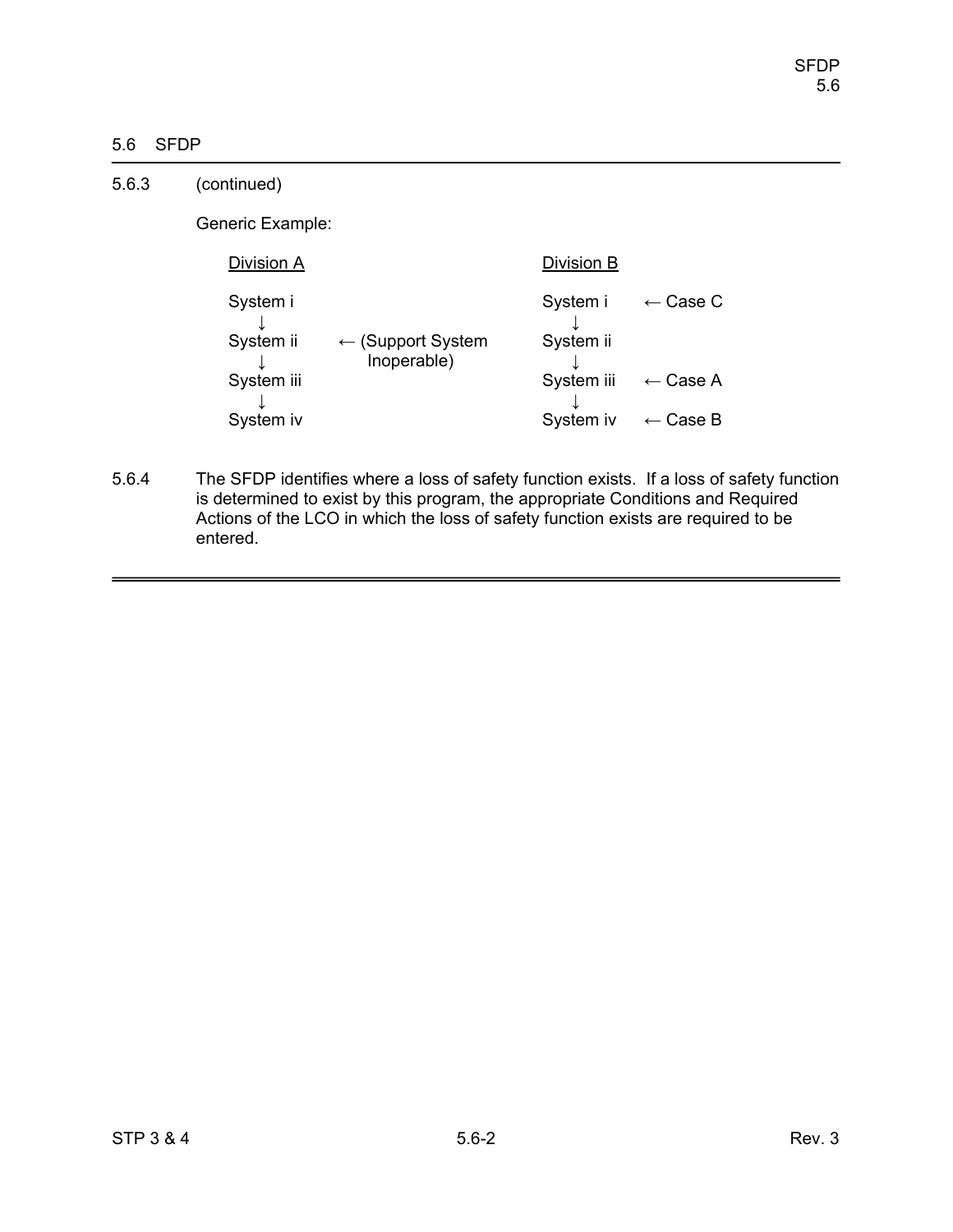## 5.6 SFDP

5.6.3 (continued)

Generic Example:

```
Division A                                      Division B

System i                                        System i      ← Case C
   ↓                                               ↓
System ii     ← (Support System                 System ii
   ↓              Inoperable)                      ↓
System iii                                      System iii    ← Case A
   ↓                                               ↓
System iv                                       System iv     ← Case B
```

5.6.4 The SFDP identifies where a loss of safety function exists. If a loss of safety function is determined to exist by this program, the appropriate Conditions and Required Actions of the LCO in which the loss of safety function exists are required to be entered.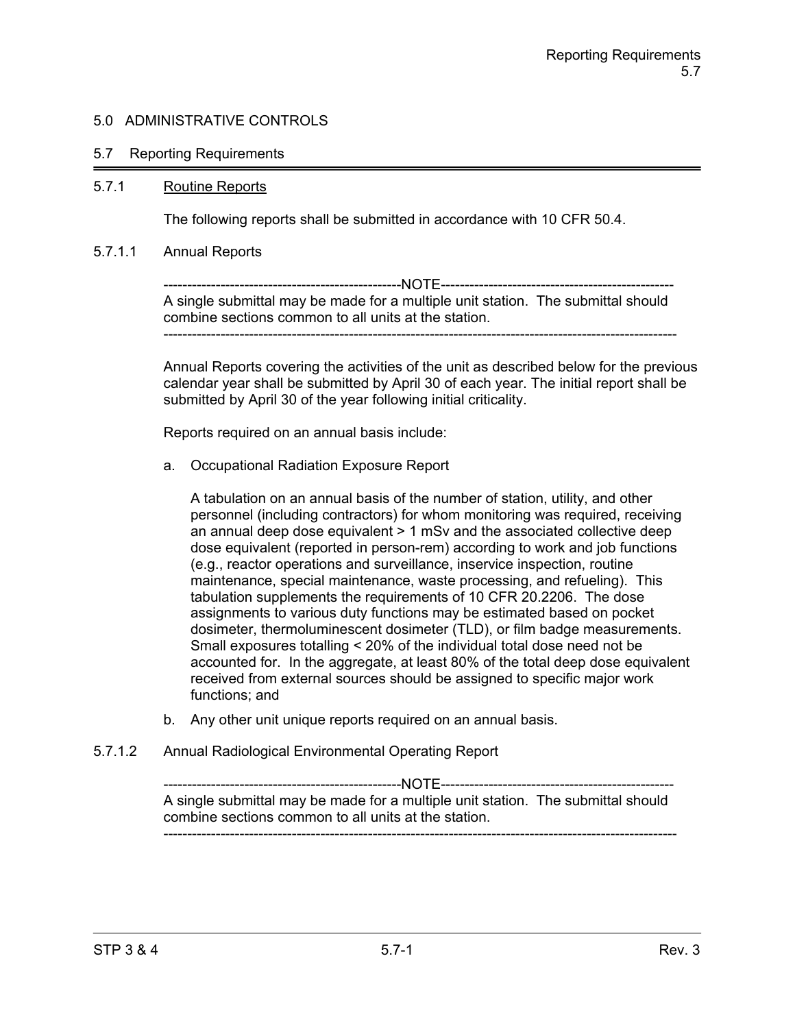# 5.0 ADMINISTRATIVE CONTROLS

## 5.7 Reporting Requirements

### 5.7.1 Routine Reports

The following reports shall be submitted in accordance with 10 CFR 50.4.

#### 5.7.1.1 Annual Reports

------------------------------------------------NOTE------------------------------------------------
A single submittal may be made for a multiple unit station. The submittal should combine sections common to all units at the station.
-----------------------------------------------------------------------------------------------------------

Annual Reports covering the activities of the unit as described below for the previous calendar year shall be submitted by April 30 of each year. The initial report shall be submitted by April 30 of the year following initial criticality.

Reports required on an annual basis include:

a. Occupational Radiation Exposure Report

   A tabulation on an annual basis of the number of station, utility, and other personnel (including contractors) for whom monitoring was required, receiving an annual deep dose equivalent > 1 mSv and the associated collective deep dose equivalent (reported in person-rem) according to work and job functions (e.g., reactor operations and surveillance, inservice inspection, routine maintenance, special maintenance, waste processing, and refueling). This tabulation supplements the requirements of 10 CFR 20.2206. The dose assignments to various duty functions may be estimated based on pocket dosimeter, thermoluminescent dosimeter (TLD), or film badge measurements. Small exposures totalling < 20% of the individual total dose need not be accounted for. In the aggregate, at least 80% of the total deep dose equivalent received from external sources should be assigned to specific major work functions; and

b. Any other unit unique reports required on an annual basis.

#### 5.7.1.2 Annual Radiological Environmental Operating Report

------------------------------------------------NOTE------------------------------------------------
A single submittal may be made for a multiple unit station. The submittal should combine sections common to all units at the station.
-----------------------------------------------------------------------------------------------------------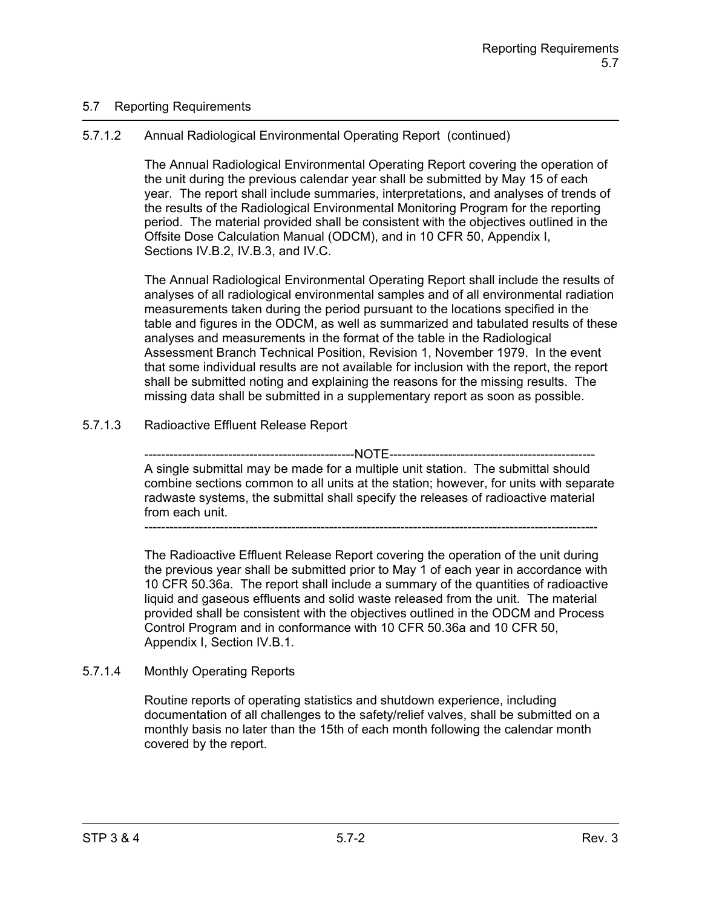## 5.7 Reporting Requirements

### 5.7.1.2 Annual Radiological Environmental Operating Report (continued)

The Annual Radiological Environmental Operating Report covering the operation of the unit during the previous calendar year shall be submitted by May 15 of each year. The report shall include summaries, interpretations, and analyses of trends of the results of the Radiological Environmental Monitoring Program for the reporting period. The material provided shall be consistent with the objectives outlined in the Offsite Dose Calculation Manual (ODCM), and in 10 CFR 50, Appendix I, Sections IV.B.2, IV.B.3, and IV.C.

The Annual Radiological Environmental Operating Report shall include the results of analyses of all radiological environmental samples and of all environmental radiation measurements taken during the period pursuant to the locations specified in the table and figures in the ODCM, as well as summarized and tabulated results of these analyses and measurements in the format of the table in the Radiological Assessment Branch Technical Position, Revision 1, November 1979. In the event that some individual results are not available for inclusion with the report, the report shall be submitted noting and explaining the reasons for the missing results. The missing data shall be submitted in a supplementary report as soon as possible.

### 5.7.1.3 Radioactive Effluent Release Report

-------------------------------------------------NOTE------------------------------------------------

A single submittal may be made for a multiple unit station. The submittal should combine sections common to all units at the station; however, for units with separate radwaste systems, the submittal shall specify the releases of radioactive material from each unit.

-------------------------------------------------------------------------------------------------------------

The Radioactive Effluent Release Report covering the operation of the unit during the previous year shall be submitted prior to May 1 of each year in accordance with 10 CFR 50.36a. The report shall include a summary of the quantities of radioactive liquid and gaseous effluents and solid waste released from the unit. The material provided shall be consistent with the objectives outlined in the ODCM and Process Control Program and in conformance with 10 CFR 50.36a and 10 CFR 50, Appendix I, Section IV.B.1.

### 5.7.1.4 Monthly Operating Reports

Routine reports of operating statistics and shutdown experience, including documentation of all challenges to the safety/relief valves, shall be submitted on a monthly basis no later than the 15th of each month following the calendar month covered by the report.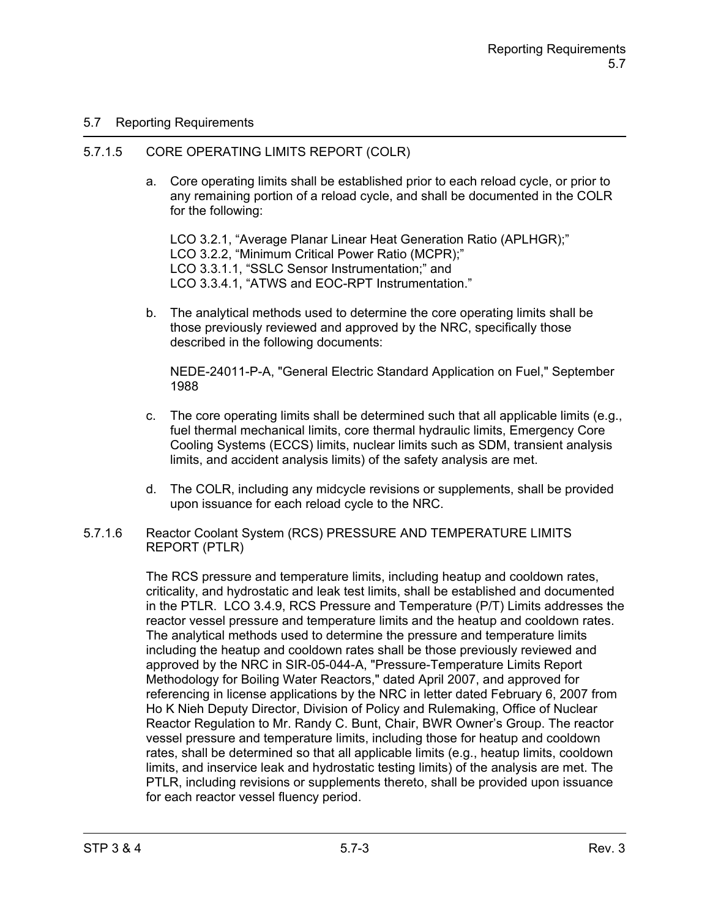## 5.7 Reporting Requirements

### 5.7.1.5 CORE OPERATING LIMITS REPORT (COLR)

a. Core operating limits shall be established prior to each reload cycle, or prior to any remaining portion of a reload cycle, and shall be documented in the COLR for the following:

   LCO 3.2.1, "Average Planar Linear Heat Generation Ratio (APLHGR);"
   LCO 3.2.2, "Minimum Critical Power Ratio (MCPR);"
   LCO 3.3.1.1, "SSLC Sensor Instrumentation;" and
   LCO 3.3.4.1, "ATWS and EOC-RPT Instrumentation."

b. The analytical methods used to determine the core operating limits shall be those previously reviewed and approved by the NRC, specifically those described in the following documents:

   NEDE-24011-P-A, "General Electric Standard Application on Fuel," September 1988

c. The core operating limits shall be determined such that all applicable limits (e.g., fuel thermal mechanical limits, core thermal hydraulic limits, Emergency Core Cooling Systems (ECCS) limits, nuclear limits such as SDM, transient analysis limits, and accident analysis limits) of the safety analysis are met.

d. The COLR, including any midcycle revisions or supplements, shall be provided upon issuance for each reload cycle to the NRC.

### 5.7.1.6 Reactor Coolant System (RCS) PRESSURE AND TEMPERATURE LIMITS REPORT (PTLR)

The RCS pressure and temperature limits, including heatup and cooldown rates, criticality, and hydrostatic and leak test limits, shall be established and documented in the PTLR. LCO 3.4.9, RCS Pressure and Temperature (P/T) Limits addresses the reactor vessel pressure and temperature limits and the heatup and cooldown rates. The analytical methods used to determine the pressure and temperature limits including the heatup and cooldown rates shall be those previously reviewed and approved by the NRC in SIR-05-044-A, "Pressure-Temperature Limits Report Methodology for Boiling Water Reactors," dated April 2007, and approved for referencing in license applications by the NRC in letter dated February 6, 2007 from Ho K Nieh Deputy Director, Division of Policy and Rulemaking, Office of Nuclear Reactor Regulation to Mr. Randy C. Bunt, Chair, BWR Owner's Group. The reactor vessel pressure and temperature limits, including those for heatup and cooldown rates, shall be determined so that all applicable limits (e.g., heatup limits, cooldown limits, and inservice leak and hydrostatic testing limits) of the analysis are met. The PTLR, including revisions or supplements thereto, shall be provided upon issuance for each reactor vessel fluency period.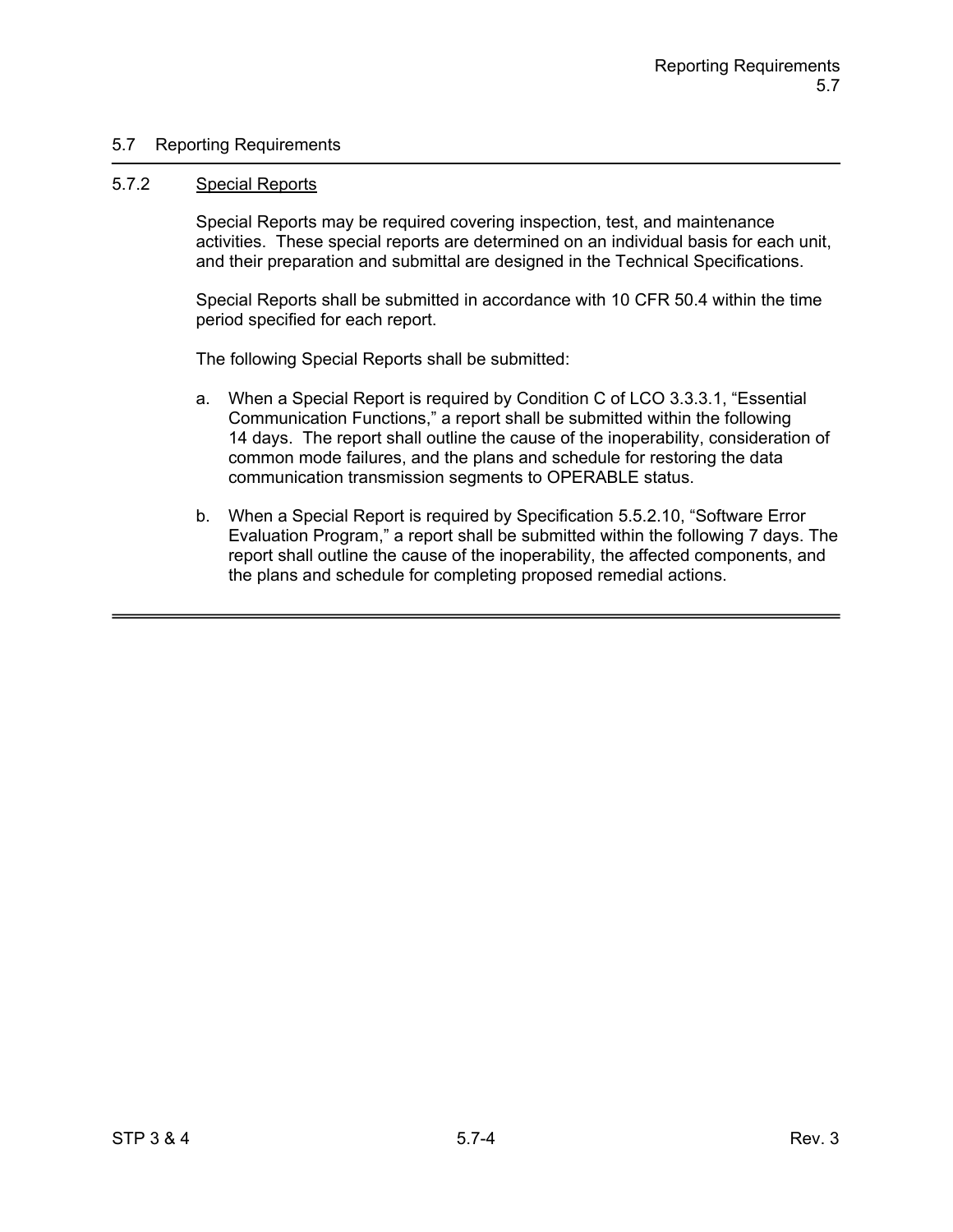## 5.7 Reporting Requirements

### 5.7.2 Special Reports

Special Reports may be required covering inspection, test, and maintenance activities. These special reports are determined on an individual basis for each unit, and their preparation and submittal are designed in the Technical Specifications.

Special Reports shall be submitted in accordance with 10 CFR 50.4 within the time period specified for each report.

The following Special Reports shall be submitted:

a. When a Special Report is required by Condition C of LCO 3.3.3.1, "Essential Communication Functions," a report shall be submitted within the following 14 days. The report shall outline the cause of the inoperability, consideration of common mode failures, and the plans and schedule for restoring the data communication transmission segments to OPERABLE status.

b. When a Special Report is required by Specification 5.5.2.10, "Software Error Evaluation Program," a report shall be submitted within the following 7 days. The report shall outline the cause of the inoperability, the affected components, and the plans and schedule for completing proposed remedial actions.